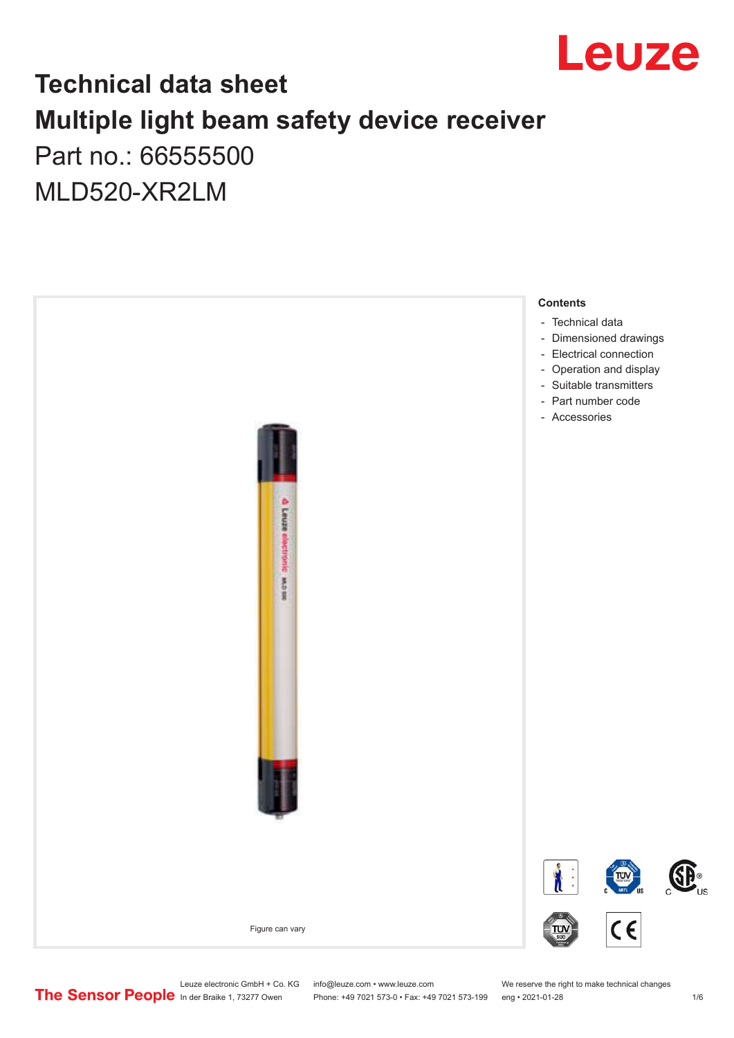# Technical data sheet

# Multiple light beam safety device receiver

Part no.: 66555500

MLD520-XR2LM

Figure can vary

**Contents**

- Technical data
- Dimensioned drawings
- Electrical connection
- Operation and display
- Suitable transmitters
- Part number code
- Accessories

Leuze electronic GmbH + Co. KG
In der Braike 1, 73277 Owen

info@leuze.com • www.leuze.com
Phone: +49 7021 573-0 • Fax: +49 7021 573-199

We reserve the right to make technical changes
eng • 2021-01-28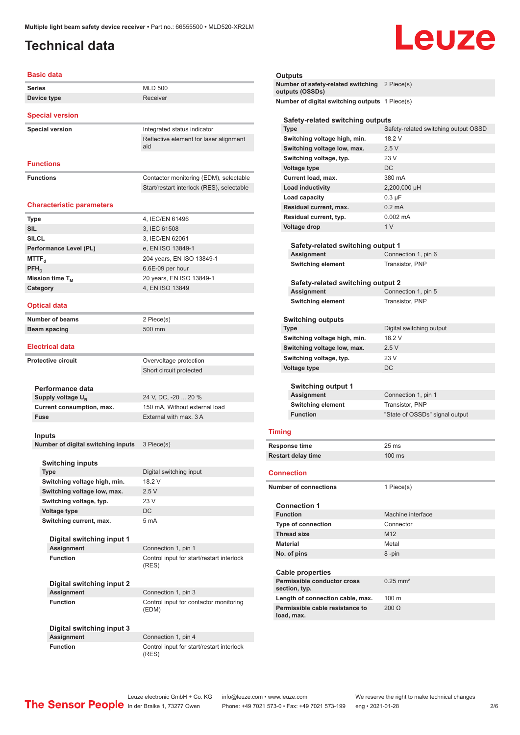# Technical data

## Basic data

| | |
|---|---|
| **Series** | MLD 500 |
| **Device type** | Receiver |

## Special version

| | |
|---|---|
| **Special version** | Integrated status indicator |
| | Reflective element for laser alignment aid |

## Functions

| | |
|---|---|
| **Functions** | Contactor monitoring (EDM), selectable |
| | Start/restart interlock (RES), selectable |

## Characteristic parameters

| | |
|---|---|
| **Type** | 4, IEC/EN 61496 |
| **SIL** | 3, IEC 61508 |
| **SILCL** | 3, IEC/EN 62061 |
| **Performance Level (PL)** | e, EN ISO 13849-1 |
| **$MTTF_d$** | 204 years, EN ISO 13849-1 |
| **$PFH_D$** | 6.6E-09 per hour |
| **Mission time $T_M$** | 20 years, EN ISO 13849-1 |
| **Category** | 4, EN ISO 13849 |

## Optical data

| | |
|---|---|
| **Number of beams** | 2 Piece(s) |
| **Beam spacing** | 500 mm |

## Electrical data

| | |
|---|---|
| **Protective circuit** | Overvoltage protection |
| | Short circuit protected |

### Performance data

| | |
|---|---|
| **Supply voltage $U_B$** | 24 V, DC, -20 ... 20 % |
| **Current consumption, max.** | 150 mA, Without external load |
| **Fuse** | External with max. 3 A |

### Inputs

| | |
|---|---|
| **Number of digital switching inputs** | 3 Piece(s) |

#### Switching inputs

| | |
|---|---|
| **Type** | Digital switching input |
| **Switching voltage high, min.** | 18.2 V |
| **Switching voltage low, max.** | 2.5 V |
| **Switching voltage, typ.** | 23 V |
| **Voltage type** | DC |
| **Switching current, max.** | 5 mA |

##### Digital switching input 1

| | |
|---|---|
| **Assignment** | Connection 1, pin 1 |
| **Function** | Control input for start/restart interlock (RES) |

##### Digital switching input 2

| | |
|---|---|
| **Assignment** | Connection 1, pin 3 |
| **Function** | Control input for contactor monitoring (EDM) |

##### Digital switching input 3

| | |
|---|---|
| **Assignment** | Connection 1, pin 4 |
| **Function** | Control input for start/restart interlock (RES) |

### Outputs

| | |
|---|---|
| **Number of safety-related switching outputs (OSSDs)** | 2 Piece(s) |
| **Number of digital switching outputs** | 1 Piece(s) |

#### Safety-related switching outputs

| | |
|---|---|
| **Type** | Safety-related switching output OSSD |
| **Switching voltage high, min.** | 18.2 V |
| **Switching voltage low, max.** | 2.5 V |
| **Switching voltage, typ.** | 23 V |
| **Voltage type** | DC |
| **Current load, max.** | 380 mA |
| **Load inductivity** | 2,200,000 µH |
| **Load capacity** | 0.3 µF |
| **Residual current, max.** | 0.2 mA |
| **Residual current, typ.** | 0.002 mA |
| **Voltage drop** | 1 V |

##### Safety-related switching output 1

| | |
|---|---|
| **Assignment** | Connection 1, pin 6 |
| **Switching element** | Transistor, PNP |

##### Safety-related switching output 2

| | |
|---|---|
| **Assignment** | Connection 1, pin 5 |
| **Switching element** | Transistor, PNP |

#### Switching outputs

| | |
|---|---|
| **Type** | Digital switching output |
| **Switching voltage high, min.** | 18.2 V |
| **Switching voltage low, max.** | 2.5 V |
| **Switching voltage, typ.** | 23 V |
| **Voltage type** | DC |

##### Switching output 1

| | |
|---|---|
| **Assignment** | Connection 1, pin 1 |
| **Switching element** | Transistor, PNP |
| **Function** | "State of OSSDs" signal output |

## Timing

| | |
|---|---|
| **Response time** | 25 ms |
| **Restart delay time** | 100 ms |

## Connection

| | |
|---|---|
| **Number of connections** | 1 Piece(s) |

### Connection 1

| | |
|---|---|
| **Function** | Machine interface |
| **Type of connection** | Connector |
| **Thread size** | M12 |
| **Material** | Metal |
| **No. of pins** | 8 -pin |

### Cable properties

| | |
|---|---|
| **Permissible conductor cross section, typ.** | 0.25 mm² |
| **Length of connection cable, max.** | 100 m |
| **Permissible cable resistance to load, max.** | 200 Ω |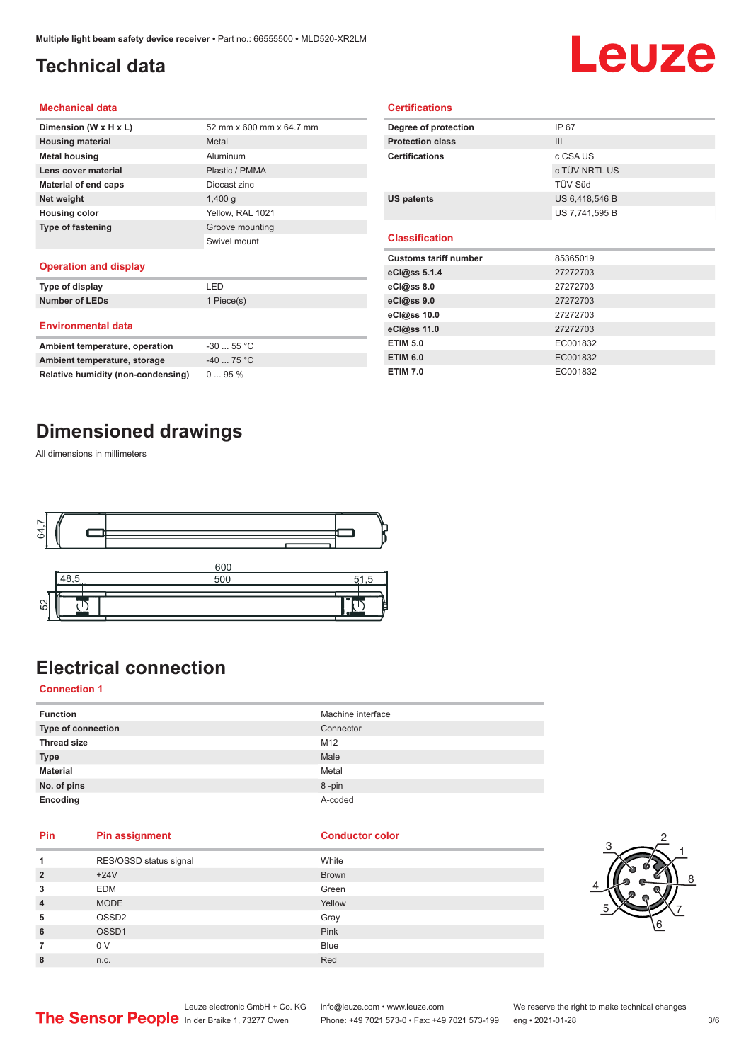# Technical data

## Mechanical data

| | |
|---|---|
| **Dimension (W x H x L)** | 52 mm x 600 mm x 64.7 mm |
| **Housing material** | Metal |
| **Metal housing** | Aluminum |
| **Lens cover material** | Plastic / PMMA |
| **Material of end caps** | Diecast zinc |
| **Net weight** | 1,400 g |
| **Housing color** | Yellow, RAL 1021 |
| **Type of fastening** | Groove mounting |
| | Swivel mount |

## Operation and display

| | |
|---|---|
| **Type of display** | LED |
| **Number of LEDs** | 1 Piece(s) |

## Environmental data

| | |
|---|---|
| **Ambient temperature, operation** | -30 ... 55 °C |
| **Ambient temperature, storage** | -40 ... 75 °C |
| **Relative humidity (non-condensing)** | 0 ... 95 % |

## Certifications

| | |
|---|---|
| **Degree of protection** | IP 67 |
| **Protection class** | III |
| **Certifications** | c CSA US |
| | c TÜV NRTL US |
| | TÜV Süd |
| **US patents** | US 6,418,546 B |
| | US 7,741,595 B |

## Classification

| | |
|---|---|
| **Customs tariff number** | 85365019 |
| **eCl@ss 5.1.4** | 27272703 |
| **eCl@ss 8.0** | 27272703 |
| **eCl@ss 9.0** | 27272703 |
| **eCl@ss 10.0** | 27272703 |
| **eCl@ss 11.0** | 27272703 |
| **ETIM 5.0** | EC001832 |
| **ETIM 6.0** | EC001832 |
| **ETIM 7.0** | EC001832 |

# Dimensioned drawings

All dimensions in millimeters

# Electrical connection

## Connection 1

| | |
|---|---|
| **Function** | Machine interface |
| **Type of connection** | Connector |
| **Thread size** | M12 |
| **Type** | Male |
| **Material** | Metal |
| **No. of pins** | 8 -pin |
| **Encoding** | A-coded |

| Pin | Pin assignment | Conductor color |
|---|---|---|
| **1** | RES/OSSD status signal | White |
| **2** | +24V | Brown |
| **3** | EDM | Green |
| **4** | MODE | Yellow |
| **5** | OSSD2 | Gray |
| **6** | OSSD1 | Pink |
| **7** | 0 V | Blue |
| **8** | n.c. | Red |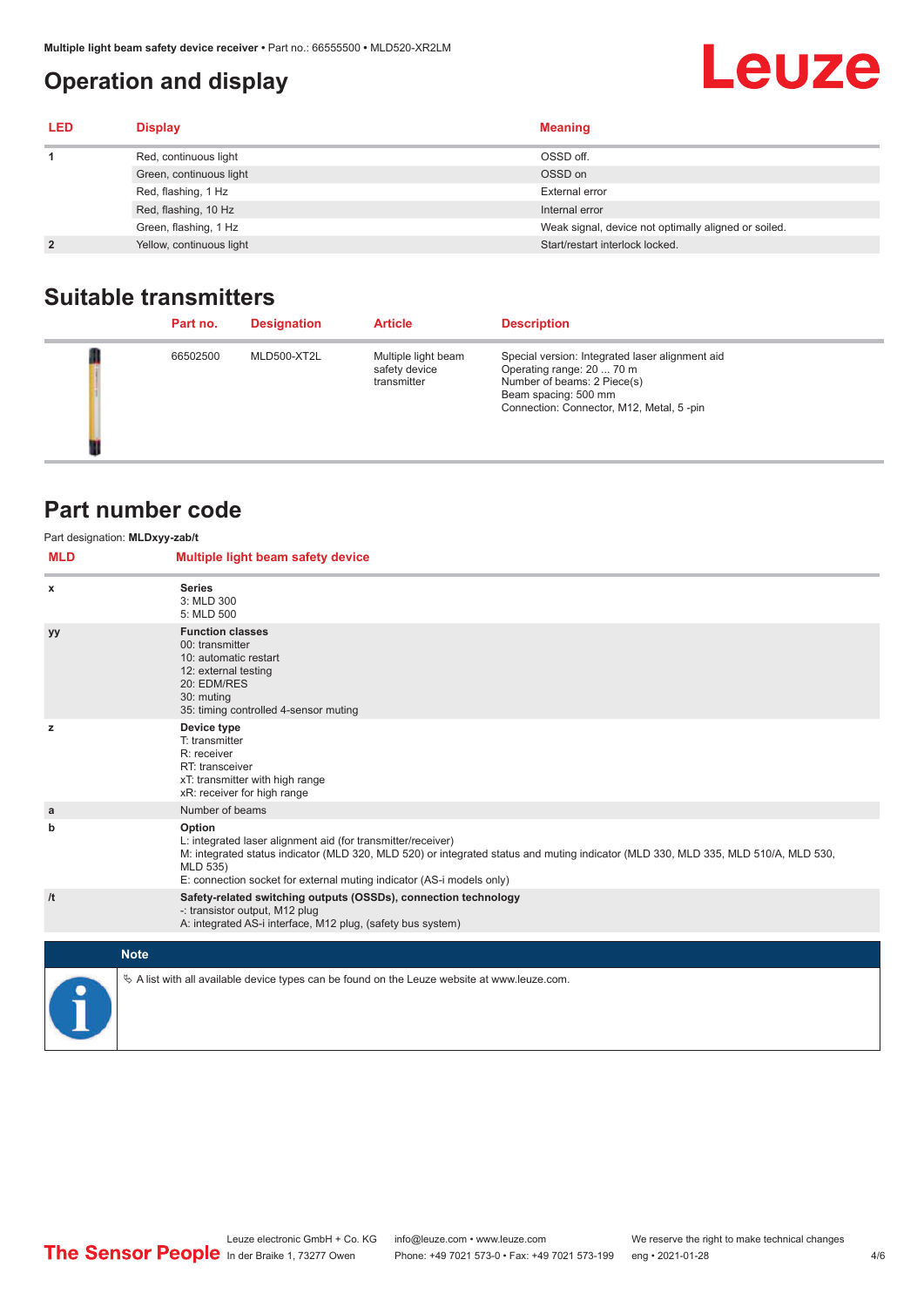# Operation and display

| LED | Display | Meaning |
|---|---|---|
| 1 | Red, continuous light | OSSD off. |
| | Green, continuous light | OSSD on |
| | Red, flashing, 1 Hz | External error |
| | Red, flashing, 10 Hz | Internal error |
| | Green, flashing, 1 Hz | Weak signal, device not optimally aligned or soiled. |
| 2 | Yellow, continuous light | Start/restart interlock locked. |

# Suitable transmitters

| | Part no. | Designation | Article | Description |
|---|---|---|---|---|
| | 66502500 | MLD500-XT2L | Multiple light beam safety device transmitter | Special version: Integrated laser alignment aid<br>Operating range: 20 ... 70 m<br>Number of beams: 2 Piece(s)<br>Beam spacing: 500 mm<br>Connection: Connector, M12, Metal, 5 -pin |

# Part number code

Part designation: **MLDxyy-zab/t**

| MLD | Multiple light beam safety device |
|---|---|
| x | **Series**<br>3: MLD 300<br>5: MLD 500 |
| yy | **Function classes**<br>00: transmitter<br>10: automatic restart<br>12: external testing<br>20: EDM/RES<br>30: muting<br>35: timing controlled 4-sensor muting |
| z | **Device type**<br>T: transmitter<br>R: receiver<br>RT: transceiver<br>xT: transmitter with high range<br>xR: receiver for high range |
| a | Number of beams |
| b | **Option**<br>L: integrated laser alignment aid (for transmitter/receiver)<br>M: integrated status indicator (MLD 320, MLD 520) or integrated status and muting indicator (MLD 330, MLD 335, MLD 510/A, MLD 530, MLD 535)<br>E: connection socket for external muting indicator (AS-i models only) |
| /t | **Safety-related switching outputs (OSSDs), connection technology**<br>-: transistor output, M12 plug<br>A: integrated AS-i interface, M12 plug, (safety bus system) |

**Note**

↻ A list with all available device types can be found on the Leuze website at www.leuze.com.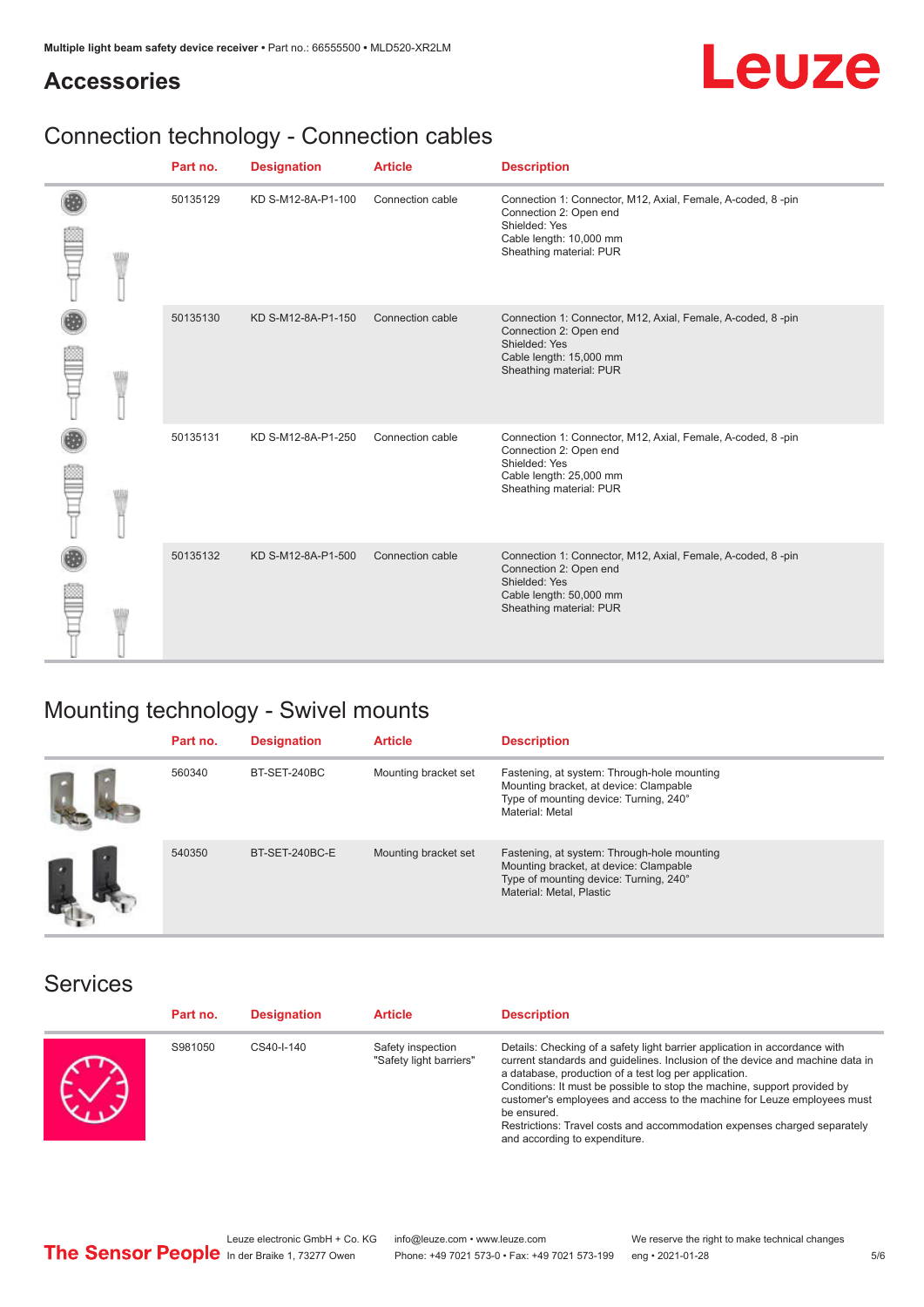## Accessories

### Connection technology - Connection cables

| Part no. | Designation | Article | Description |
|---|---|---|---|
| 50135129 | KD S-M12-8A-P1-100 | Connection cable | Connection 1: Connector, M12, Axial, Female, A-coded, 8 -pin<br>Connection 2: Open end<br>Shielded: Yes<br>Cable length: 10,000 mm<br>Sheathing material: PUR |
| 50135130 | KD S-M12-8A-P1-150 | Connection cable | Connection 1: Connector, M12, Axial, Female, A-coded, 8 -pin<br>Connection 2: Open end<br>Shielded: Yes<br>Cable length: 15,000 mm<br>Sheathing material: PUR |
| 50135131 | KD S-M12-8A-P1-250 | Connection cable | Connection 1: Connector, M12, Axial, Female, A-coded, 8 -pin<br>Connection 2: Open end<br>Shielded: Yes<br>Cable length: 25,000 mm<br>Sheathing material: PUR |
| 50135132 | KD S-M12-8A-P1-500 | Connection cable | Connection 1: Connector, M12, Axial, Female, A-coded, 8 -pin<br>Connection 2: Open end<br>Shielded: Yes<br>Cable length: 50,000 mm<br>Sheathing material: PUR |

### Mounting technology - Swivel mounts

| Part no. | Designation | Article | Description |
|---|---|---|---|
| 560340 | BT-SET-240BC | Mounting bracket set | Fastening, at system: Through-hole mounting<br>Mounting bracket, at device: Clampable<br>Type of mounting device: Turning, 240°<br>Material: Metal |
| 540350 | BT-SET-240BC-E | Mounting bracket set | Fastening, at system: Through-hole mounting<br>Mounting bracket, at device: Clampable<br>Type of mounting device: Turning, 240°<br>Material: Metal, Plastic |

### Services

| Part no. | Designation | Article | Description |
|---|---|---|---|
| S981050 | CS40-I-140 | Safety inspection "Safety light barriers" | Details: Checking of a safety light barrier application in accordance with current standards and guidelines. Inclusion of the device and machine data in a database, production of a test log per application.<br>Conditions: It must be possible to stop the machine, support provided by customer's employees and access to the machine for Leuze employees must be ensured.<br>Restrictions: Travel costs and accommodation expenses charged separately and according to expenditure. |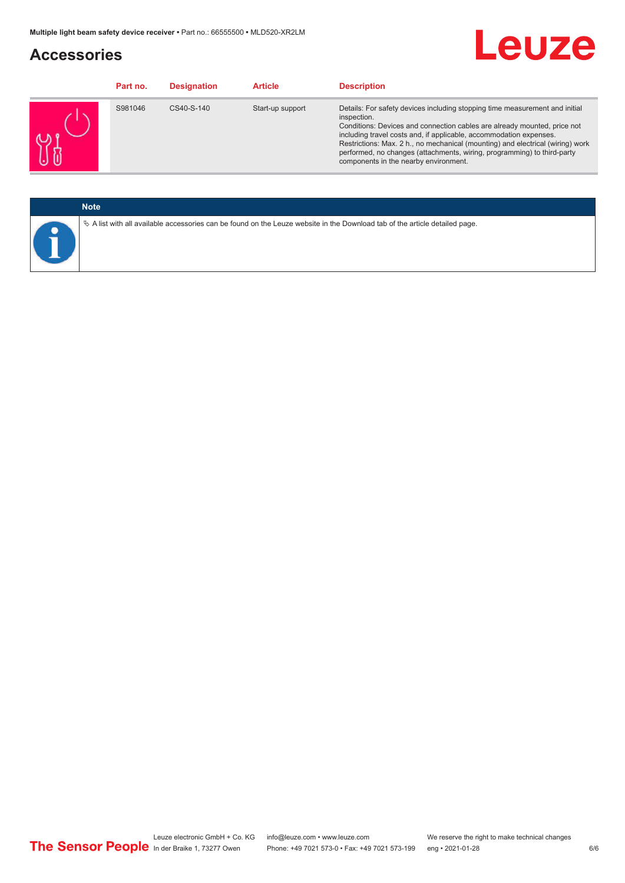## Accessories

| | Part no. | Designation | Article | Description |
|---|---|---|---|---|
| | S981046 | CS40-S-140 | Start-up support | Details: For safety devices including stopping time measurement and initial inspection.<br>Conditions: Devices and connection cables are already mounted, price not including travel costs and, if applicable, accommodation expenses.<br>Restrictions: Max. 2 h., no mechanical (mounting) and electrical (wiring) work performed, no changes (attachments, wiring, programming) to third-party components in the nearby environment. |

**Note**

A list with all available accessories can be found on the Leuze website in the Download tab of the article detailed page.